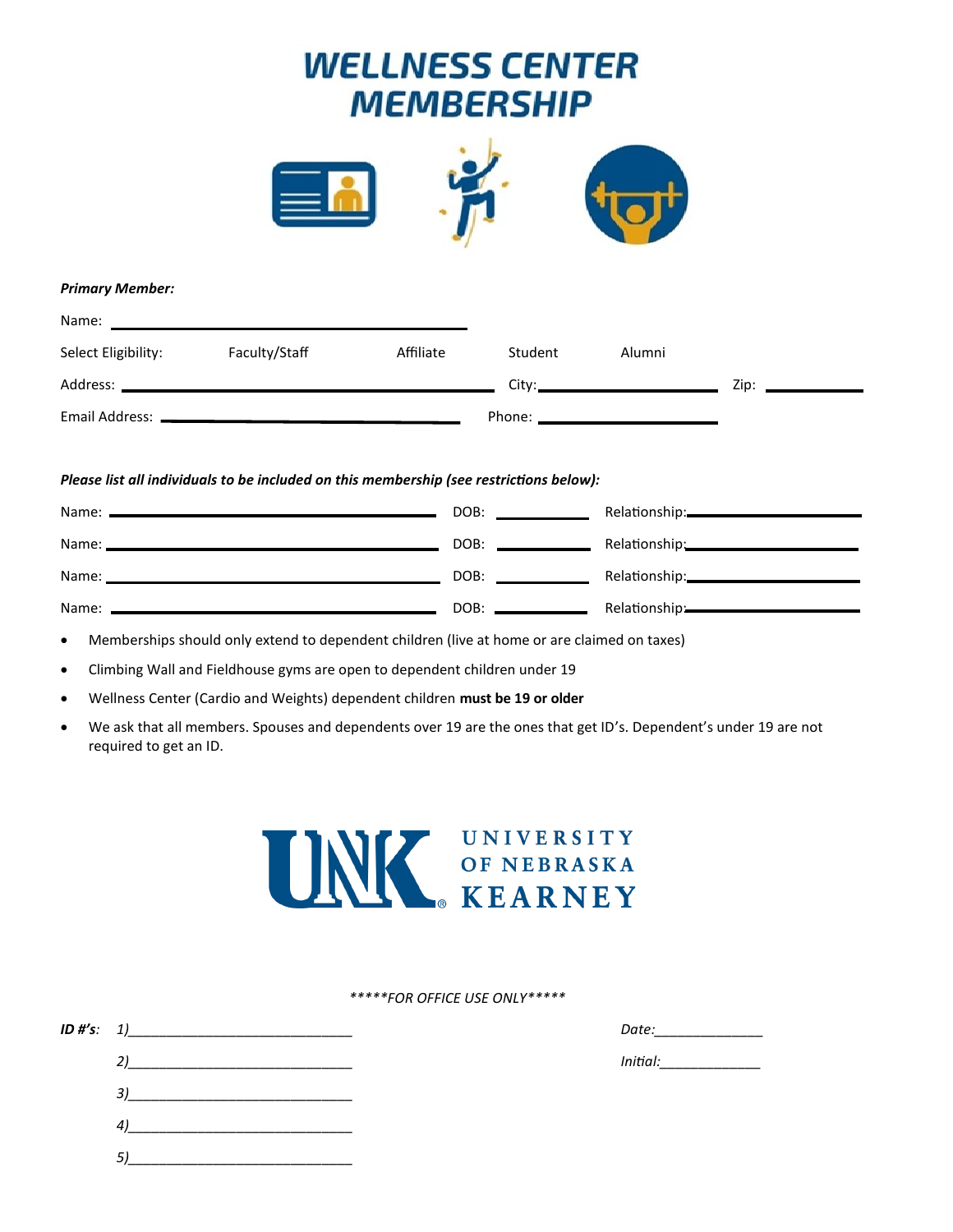# WELLNESS CENTER MEMBERSHIP

***Primary Member:***

Name: ______________________________

Select Eligibility: Faculty/Staff Affiliate Student Alumni

Address: ______________________________ City: ____________________ Zip: __________

Email Address: ______________________________ Phone: ____________________

***Please list all individuals to be included on this membership (see restrictions below):***

Name: ______________________________ DOB: __________ Relationship: ____________________

Name: ______________________________ DOB: __________ Relationship: ____________________

Name: ______________________________ DOB: __________ Relationship: ____________________

Name: ______________________________ DOB: __________ Relationship: ____________________

- Memberships should only extend to dependent children (live at home or are claimed on taxes)
- Climbing Wall and Fieldhouse gyms are open to dependent children under 19
- Wellness Center (Cardio and Weights) dependent children **must be 19 or older**
- We ask that all members. Spouses and dependents over 19 are the ones that get ID's. Dependent's under 19 are not required to get an ID.

UNK UNIVERSITY OF NEBRASKA KEARNEY

*\*\*\*\*\*FOR OFFICE USE ONLY\*\*\*\*\**

*ID #'s:* *1)*______________________________ *Date:*______________

*2)*______________________________ *Initial:*______________

*3)*______________________________

*4)*______________________________

*5)*______________________________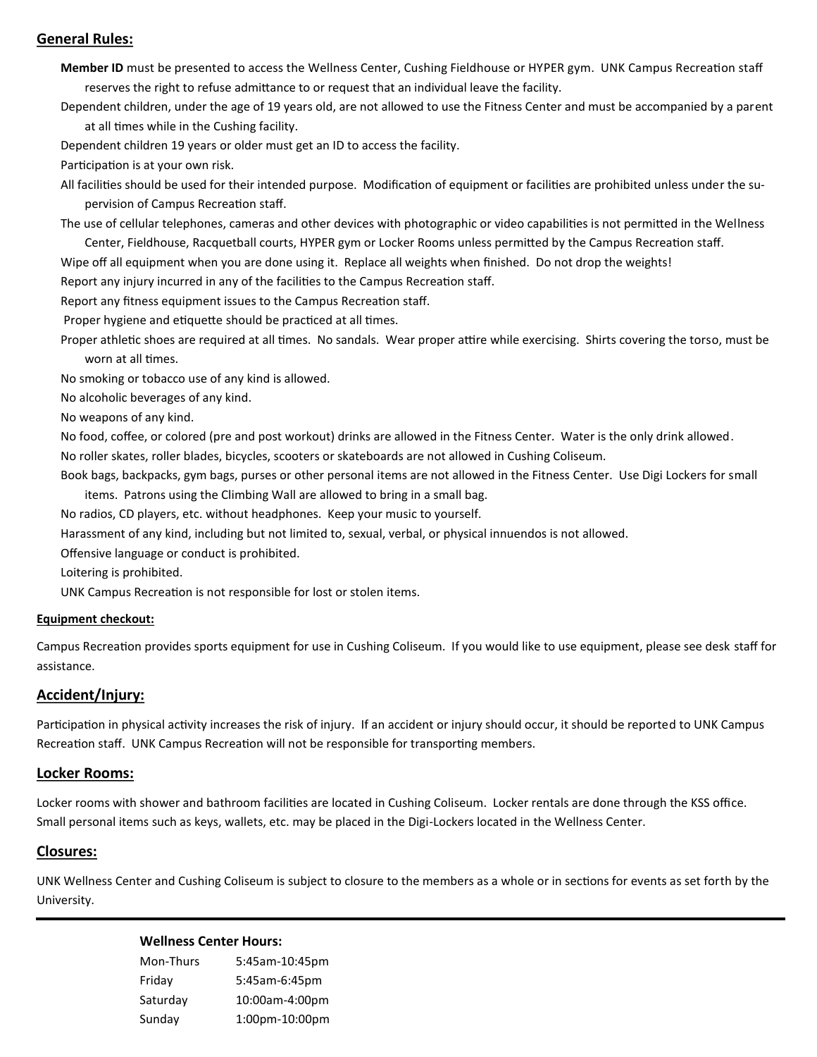## General Rules:

**Member ID** must be presented to access the Wellness Center, Cushing Fieldhouse or HYPER gym. UNK Campus Recreation staff reserves the right to refuse admittance to or request that an individual leave the facility.

Dependent children, under the age of 19 years old, are not allowed to use the Fitness Center and must be accompanied by a parent at all times while in the Cushing facility.

Dependent children 19 years or older must get an ID to access the facility.

Participation is at your own risk.

All facilities should be used for their intended purpose. Modification of equipment or facilities are prohibited unless under the supervision of Campus Recreation staff.

The use of cellular telephones, cameras and other devices with photographic or video capabilities is not permitted in the Wellness Center, Fieldhouse, Racquetball courts, HYPER gym or Locker Rooms unless permitted by the Campus Recreation staff.

Wipe off all equipment when you are done using it. Replace all weights when finished. Do not drop the weights!

Report any injury incurred in any of the facilities to the Campus Recreation staff.

Report any fitness equipment issues to the Campus Recreation staff.

Proper hygiene and etiquette should be practiced at all times.

Proper athletic shoes are required at all times. No sandals. Wear proper attire while exercising. Shirts covering the torso, must be worn at all times.

No smoking or tobacco use of any kind is allowed.

No alcoholic beverages of any kind.

No weapons of any kind.

No food, coffee, or colored (pre and post workout) drinks are allowed in the Fitness Center. Water is the only drink allowed.

No roller skates, roller blades, bicycles, scooters or skateboards are not allowed in Cushing Coliseum.

Book bags, backpacks, gym bags, purses or other personal items are not allowed in the Fitness Center. Use Digi Lockers for small items. Patrons using the Climbing Wall are allowed to bring in a small bag.

No radios, CD players, etc. without headphones. Keep your music to yourself.

Harassment of any kind, including but not limited to, sexual, verbal, or physical innuendos is not allowed.

Offensive language or conduct is prohibited.

Loitering is prohibited.

UNK Campus Recreation is not responsible for lost or stolen items.

#### Equipment checkout:

Campus Recreation provides sports equipment for use in Cushing Coliseum. If you would like to use equipment, please see desk staff for assistance.

## Accident/Injury:

Participation in physical activity increases the risk of injury. If an accident or injury should occur, it should be reported to UNK Campus Recreation staff. UNK Campus Recreation will not be responsible for transporting members.

## Locker Rooms:

Locker rooms with shower and bathroom facilities are located in Cushing Coliseum. Locker rentals are done through the KSS office. Small personal items such as keys, wallets, etc. may be placed in the Digi-Lockers located in the Wellness Center.

## Closures:

UNK Wellness Center and Cushing Coliseum is subject to closure to the members as a whole or in sections for events as set forth by the University.

---

**Wellness Center Hours:**

| | |
|---|---|
| Mon-Thurs | 5:45am-10:45pm |
| Friday | 5:45am-6:45pm |
| Saturday | 10:00am-4:00pm |
| Sunday | 1:00pm-10:00pm |